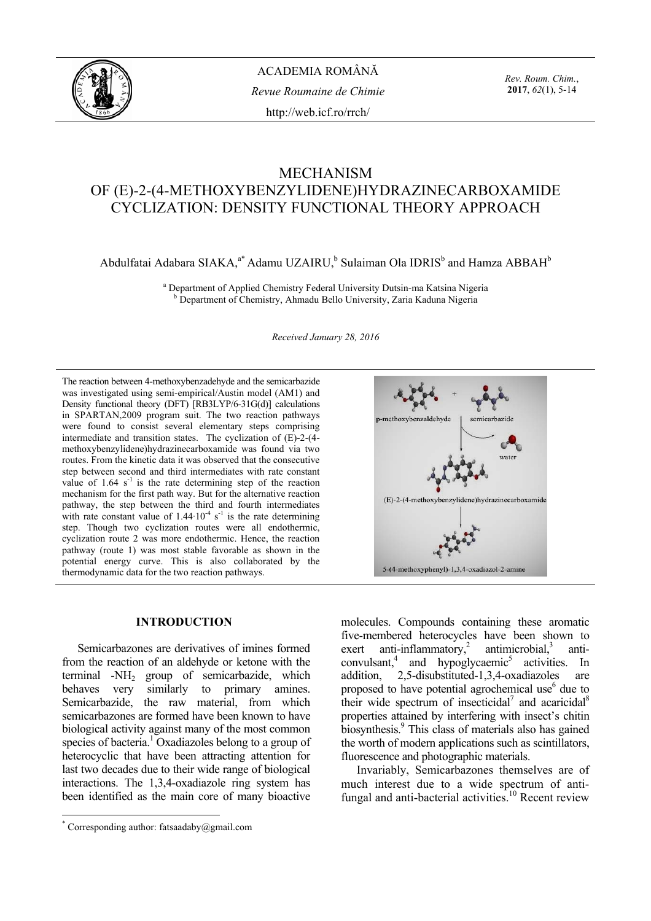ACADEMIA ROMÂNĂ

*Revue Roumaine de Chimie*

http://web.icf.ro/rrch/

# MECHANISM OF (E)-2-(4-METHOXYBENZYLIDENE)HYDRAZINECARBOXAMIDE CYCLIZATION: DENSITY FUNCTIONAL THEORY APPROACH

Abdulfatai Adabara SIAKA,[a*] Adamu UZAIRU,[b] Sulaiman Ola IDRIS[b] and Hamza ABBAH[b]

[a] Department of Applied Chemistry Federal University Dutsin-ma Katsina Nigeria
[b] Department of Chemistry, Ahmadu Bello University, Zaria Kaduna Nigeria

*Received January 28, 2016*

The reaction between 4-methoxybenzadehyde and the semicarbazide was investigated using semi-empirical/Austin model (AM1) and Density functional theory (DFT) [RB3LYP/6-31G(d)] calculations in SPARTAN,2009 program suit. The two reaction pathways were found to consist several elementary steps comprising intermediate and transition states. The cyclization of (E)-2-(4-methoxybenzylidene)hydrazinecarboxamide was found via two routes. From the kinetic data it was observed that the consecutive step between second and third intermediates with rate constant value of 1.64 $s^{-1}$ is the rate determining step of the reaction mechanism for the first path way. But for the alternative reaction pathway, the step between the third and fourth intermediates with rate constant value of $1.44 \cdot 10^{-4}$ $s^{-1}$ is the rate determining step. Though two cyclization routes were all endothermic, cyclization route 2 was more endothermic. Hence, the reaction pathway (route 1) was most stable favorable as shown in the potential energy curve. This is also collaborated by the thermodynamic data for the two reaction pathways.

p-methoxybenzaldehyde
semicarbazide
water
(E)-2-(4-methoxybenzylidene)hydrazinecarboxamide
5-(4-methoxyphenyl)-1,3,4-oxadiazol-2-amine

## INTRODUCTION

Semicarbazones are derivatives of imines formed from the reaction of an aldehyde or ketone with the terminal $-NH_2$ group of semicarbazide, which behaves very similarly to primary amines. Semicarbazide, the raw material, from which semicarbazones are formed have been known to have biological activity against many of the most common species of bacteria.[1] Oxadiazoles belong to a group of heterocyclic that have been attracting attention for last two decades due to their wide range of biological interactions. The 1,3,4-oxadiazole ring system has been identified as the main core of many bioactive molecules. Compounds containing these aromatic five-membered heterocycles have been shown to exert anti-inflammatory,[2] antimicrobial,[3] anti-convulsant,[4] and hypoglycaemic[5] activities. In addition, 2,5-disubstituted-1,3,4-oxadiazoles are proposed to have potential agrochemical use[6] due to their wide spectrum of insecticidal[7] and acaricidal[8] properties attained by interfering with insect's chitin biosynthesis.[9] This class of materials also has gained the worth of modern applications such as scintillators, fluorescence and photographic materials.

Invariably, Semicarbazones themselves are of much interest due to a wide spectrum of anti-fungal and anti-bacterial activities.[10] Recent review

[*] Corresponding author: fatsaadaby@gmail.com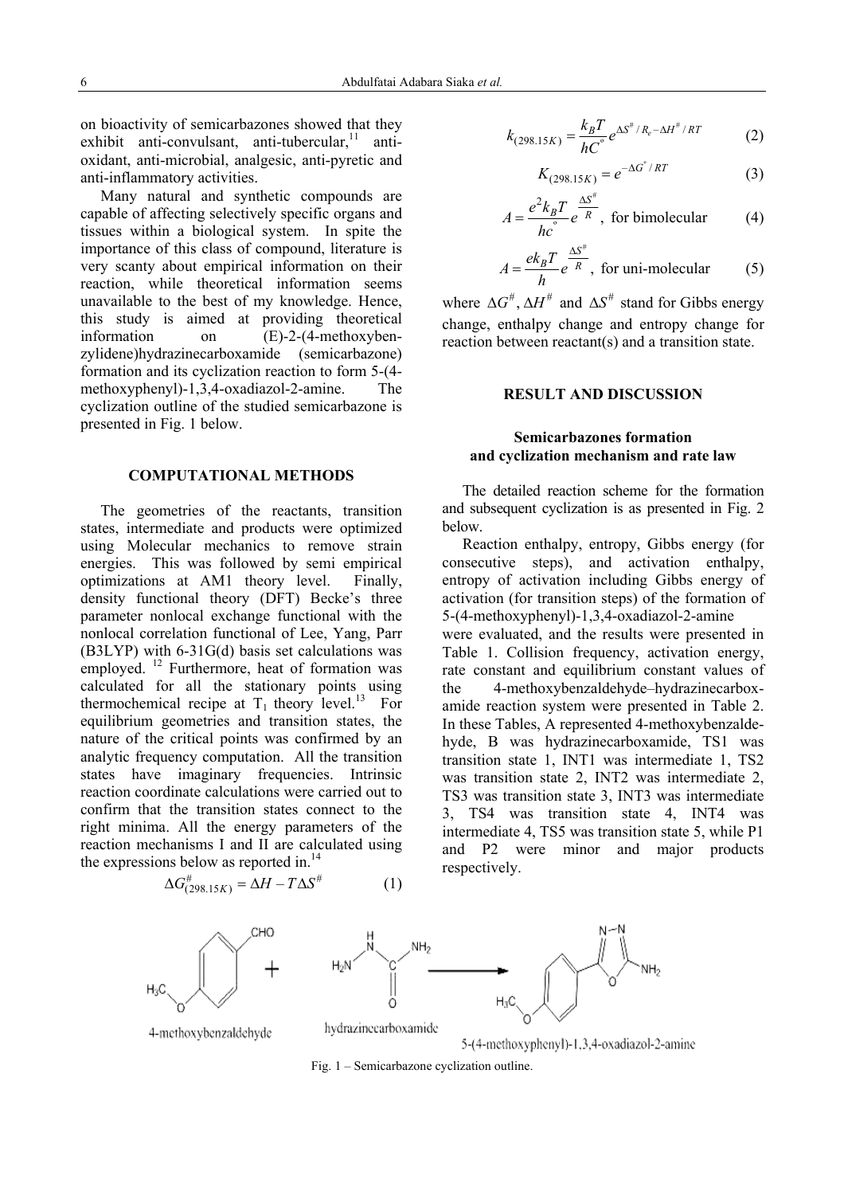on bioactivity of semicarbazones showed that they exhibit anti-convulsant, anti-tubercular,[11] anti-oxidant, anti-microbial, analgesic, anti-pyretic and anti-inflammatory activities.

Many natural and synthetic compounds are capable of affecting selectively specific organs and tissues within a biological system. In spite the importance of this class of compound, literature is very scanty about empirical information on their reaction, while theoretical information seems unavailable to the best of my knowledge. Hence, this study is aimed at providing theoretical information on (E)-2-(4-methoxybenzylidene)hydrazinecarboxamide (semicarbazone) formation and its cyclization reaction to form 5-(4-methoxyphenyl)-1,3,4-oxadiazol-2-amine. The cyclization outline of the studied semicarbazone is presented in Fig. 1 below.

## COMPUTATIONAL METHODS

The geometries of the reactants, transition states, intermediate and products were optimized using Molecular mechanics to remove strain energies. This was followed by semi empirical optimizations at AM1 theory level. Finally, density functional theory (DFT) Becke's three parameter nonlocal exchange functional with the nonlocal correlation functional of Lee, Yang, Parr (B3LYP) with 6-31G(d) basis set calculations was employed. [12] Furthermore, heat of formation was calculated for all the stationary points using thermochemical recipe at $T_1$ theory level.[13] For equilibrium geometries and transition states, the nature of the critical points was confirmed by an analytic frequency computation. All the transition states have imaginary frequencies. Intrinsic reaction coordinate calculations were carried out to confirm that the transition states connect to the right minima. All the energy parameters of the reaction mechanisms I and II are calculated using the expressions below as reported in.[14]

$$\Delta G^{\#}_{(298.15K)} = \Delta H - T\Delta S^{\#} \tag{1}$$

$$k_{(298.15K)} = \frac{k_B T}{hC^{\circ}} e^{\Delta S^{\#}/R_e - \Delta H^{\#}/RT} \tag{2}$$

$$K_{(298.15K)} = e^{-\Delta G^{\circ}/RT} \tag{3}$$

$$A = \frac{e^2 k_B T}{hc^{\circ}} e^{\frac{\Delta S^{\#}}{R}}, \text{ for bimolecular} \tag{4}$$

$$A = \frac{e k_B T}{h} e^{\frac{\Delta S^{\#}}{R}}, \text{ for uni-molecular} \tag{5}$$

where $\Delta G^{\#}$, $\Delta H^{\#}$ and $\Delta S^{\#}$ stand for Gibbs energy change, enthalpy change and entropy change for reaction between reactant(s) and a transition state.

## RESULT AND DISCUSSION

### Semicarbazones formation and cyclization mechanism and rate law

The detailed reaction scheme for the formation and subsequent cyclization is as presented in Fig. 2 below.

Reaction enthalpy, entropy, Gibbs energy (for consecutive steps), and activation enthalpy, entropy of activation including Gibbs energy of activation (for transition steps) of the formation of 5-(4-methoxyphenyl)-1,3,4-oxadiazol-2-amine were evaluated, and the results were presented in Table 1. Collision frequency, activation energy, rate constant and equilibrium constant values of the 4-methoxybenzaldehyde–hydrazinecarboxamide reaction system were presented in Table 2. In these Tables, A represented 4-methoxybenzaldehyde, B was hydrazinecarboxamide, TS1 was transition state 1, INT1 was intermediate 1, TS2 was transition state 2, INT2 was intermediate 2, TS3 was transition state 3, INT3 was intermediate 3, TS4 was transition state 4, INT4 was intermediate 4, TS5 was transition state 5, while P1 and P2 were minor and major products respectively.

4-methoxybenzaldehyde + hydrazinecarboxamide → 5-(4-methoxyphenyl)-1,3,4-oxadiazol-2-amine

Fig. 1 – Semicarbazone cyclization outline.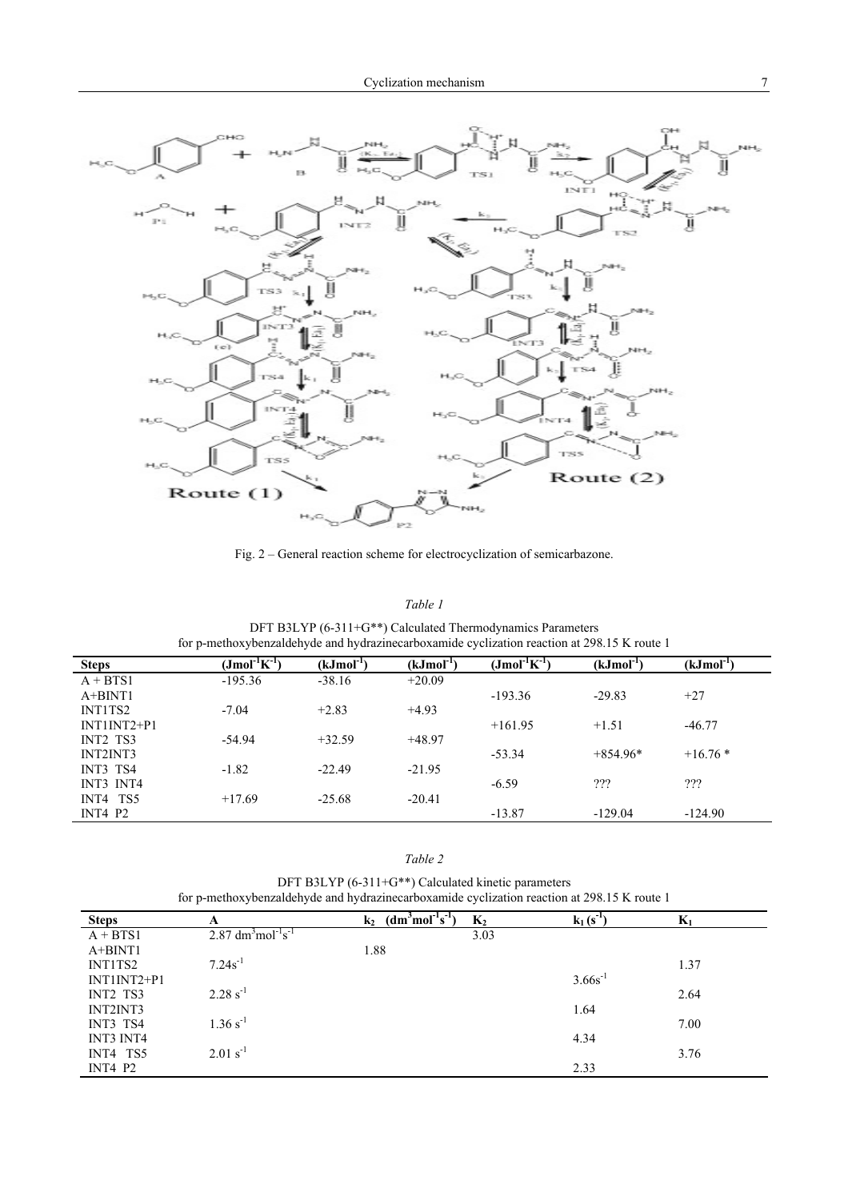Fig. 2 – General reaction scheme for electrocyclization of semicarbazone.

*Table 1*

DFT B3LYP (6-311+G**) Calculated Thermodynamics Parameters
for p-methoxybenzaldehyde and hydrazinecarboxamide cyclization reaction at 298.15 K route 1

| Steps | $(Jmol^{-1}K^{-1})$ | $(kJmol^{-1})$ | $(kJmol^{-1})$ | $(Jmol^{-1}K^{-1})$ | $(kJmol^{-1})$ | $(kJmol^{-1})$ |
|---|---|---|---|---|---|---|
| A + BTS1 | -195.36 | -38.16 | +20.09 | | | |
| A+BINT1 | | | | -193.36 | -29.83 | +27 |
| INT1TS2 | -7.04 | +2.83 | +4.93 | | | |
| INT1INT2+P1 | | | | +161.95 | +1.51 | -46.77 |
| INT2 TS3 | -54.94 | +32.59 | +48.97 | | | |
| INT2INT3 | | | | -53.34 | +854.96* | +16.76 * |
| INT3 TS4 | -1.82 | -22.49 | -21.95 | | | |
| INT3 INT4 | | | | -6.59 | ??? | ??? |
| INT4 TS5 | +17.69 | -25.68 | -20.41 | | | |
| INT4 P2 | | | | -13.87 | -129.04 | -124.90 |

*Table 2*

DFT B3LYP (6-311+G**) Calculated kinetic parameters
for p-methoxybenzaldehyde and hydrazinecarboxamide cyclization reaction at 298.15 K route 1

| Steps | A | $k_2$ $(dm^3mol^{-1}s^{-1})$ | $K_2$ | $k_1$ $(s^{-1})$ | $K_1$ |
|---|---|---|---|---|---|
| A + BTS1 | 2.87 $dm^3mol^{-1}s^{-1}$ | | 3.03 | | |
| A+BINT1 | | 1.88 | | | |
| INT1TS2 | 7.24$s^{-1}$ | | | | 1.37 |
| INT1INT2+P1 | | | | 3.66$s^{-1}$ | |
| INT2 TS3 | 2.28 $s^{-1}$ | | | | 2.64 |
| INT2INT3 | | | | 1.64 | |
| INT3 TS4 | 1.36 $s^{-1}$ | | | | 7.00 |
| INT3 INT4 | | | | 4.34 | |
| INT4 TS5 | 2.01 $s^{-1}$ | | | | 3.76 |
| INT4 P2 | | | | 2.33 | |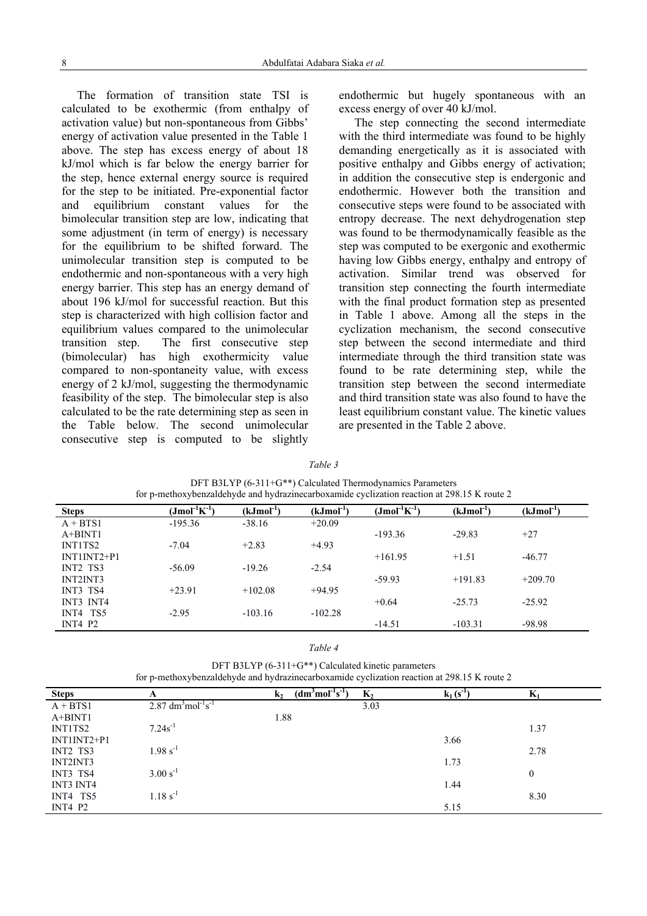The formation of transition state TSI is calculated to be exothermic (from enthalpy of activation value) but non-spontaneous from Gibbs' energy of activation value presented in the Table 1 above. The step has excess energy of about 18 kJ/mol which is far below the energy barrier for the step, hence external energy source is required for the step to be initiated. Pre-exponential factor and equilibrium constant values for the bimolecular transition step are low, indicating that some adjustment (in term of energy) is necessary for the equilibrium to be shifted forward. The unimolecular transition step is computed to be endothermic and non-spontaneous with a very high energy barrier. This step has an energy demand of about 196 kJ/mol for successful reaction. But this step is characterized with high collision factor and equilibrium values compared to the unimolecular transition step. The first consecutive step (bimolecular) has high exothermicity value compared to non-spontaneity value, with excess energy of 2 kJ/mol, suggesting the thermodynamic feasibility of the step. The bimolecular step is also calculated to be the rate determining step as seen in the Table below. The second unimolecular consecutive step is computed to be slightly endothermic but hugely spontaneous with an excess energy of over 40 kJ/mol.

The step connecting the second intermediate with the third intermediate was found to be highly demanding energetically as it is associated with positive enthalpy and Gibbs energy of activation; in addition the consecutive step is endergonic and endothermic. However both the transition and consecutive steps were found to be associated with entropy decrease. The next dehydrogenation step was found to be thermodynamically feasible as the step was computed to be exergonic and exothermic having low Gibbs energy, enthalpy and entropy of activation. Similar trend was observed for transition step connecting the fourth intermediate with the final product formation step as presented in Table 1 above. Among all the steps in the cyclization mechanism, the second consecutive step between the second intermediate and third intermediate through the third transition state was found to be rate determining step, while the transition step between the second intermediate and third transition state was also found to have the least equilibrium constant value. The kinetic values are presented in the Table 2 above.

*Table 3*

DFT B3LYP (6-311+G**) Calculated Thermodynamics Parameters for p-methoxybenzaldehyde and hydrazinecarboxamide cyclization reaction at 298.15 K route 2

| Steps | ($Jmol^{-1}K^{-1}$) | ($kJmol^{-1}$) | ($kJmol^{-1}$) | ($Jmol^{-1}K^{-1}$) | ($kJmol^{-1}$) | ($kJmol^{-1}$) |
|---|---|---|---|---|---|---|
| A + BTS1 | -195.36 | -38.16 | +20.09 | | | |
| A+BINT1 | | | | -193.36 | -29.83 | +27 |
| INT1TS2 | -7.04 | +2.83 | +4.93 | | | |
| INT1INT2+P1 | | | | +161.95 | +1.51 | -46.77 |
| INT2 TS3 | -56.09 | -19.26 | -2.54 | | | |
| INT2INT3 | | | | -59.93 | +191.83 | +209.70 |
| INT3 TS4 | +23.91 | +102.08 | +94.95 | | | |
| INT3 INT4 | | | | +0.64 | -25.73 | -25.92 |
| INT4 TS5 | -2.95 | -103.16 | -102.28 | | | |
| INT4 P2 | | | | -14.51 | -103.31 | -98.98 |

*Table 4*

DFT B3LYP (6-311+G**) Calculated kinetic parameters for p-methoxybenzaldehyde and hydrazinecarboxamide cyclization reaction at 298.15 K route 2

| Steps | A | $k_2$ ($dm^3mol^{-1}s^{-1}$) | $K_2$ | $k_1$ ($s^{-1}$) | $K_1$ |
|---|---|---|---|---|---|
| A + BTS1 | 2.87 $dm^3mol^{-1}s^{-1}$ | | 3.03 | | |
| A+BINT1 | | 1.88 | | | |
| INT1TS2 | 7.24$s^{-1}$ | | | | 1.37 |
| INT1INT2+P1 | | | | 3.66 | |
| INT2 TS3 | 1.98 $s^{-1}$ | | | | 2.78 |
| INT2INT3 | | | | 1.73 | |
| INT3 TS4 | 3.00 $s^{-1}$ | | | | 0 |
| INT3 INT4 | | | | 1.44 | |
| INT4 TS5 | 1.18 $s^{-1}$ | | | | 8.30 |
| INT4 P2 | | | | 5.15 | |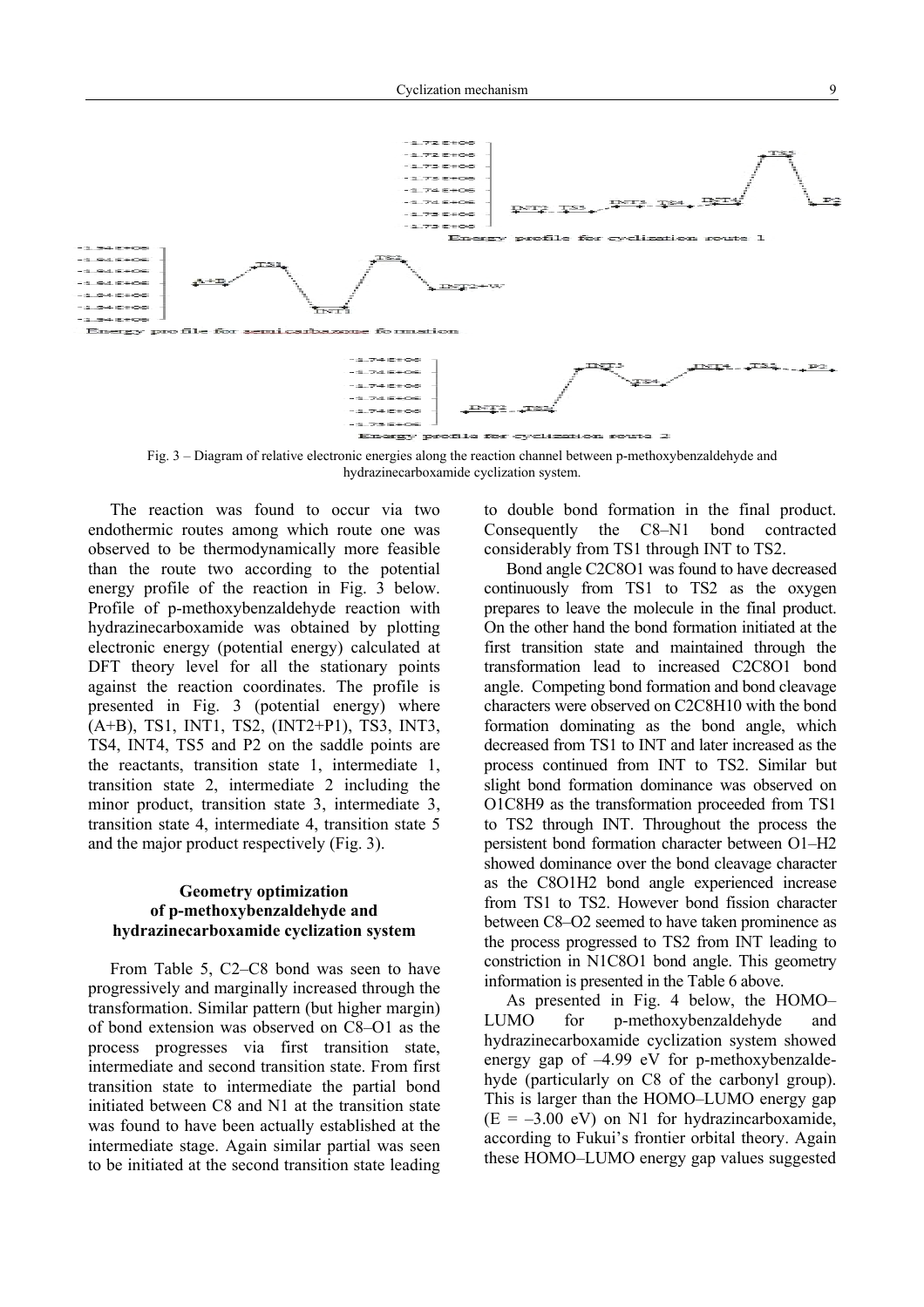-1.72E+06
-1.72E+06
-1.73E+06
-1.73E+06
-1.74E+06
-1.74E+06
-1.75E+06
-1.75E+06

INT2 TS3 INT3 TS4 INT4 TS5 P2

Energy profile for cyclization route 1

-1.84E+06
-1.84E+06
-1.84E+06
-1.84E+06
-1.84E+06
-1.84E+06
-1.84E+06

A+B TS1 INT1 TS2 INT2+W

Energy profile for semicarbazone formation

-1.74E+06
-1.74E+06
-1.74E+06
-1.74E+06
-1.74E+06
-1.75E+06

INT2 TS3 INT3 TS4 INT4 TS4 P2

Energy profile for cyclization route 2

Fig. 3 – Diagram of relative electronic energies along the reaction channel between p-methoxybenzaldehyde and hydrazinecarboxamide cyclization system.

The reaction was found to occur via two endothermic routes among which route one was observed to be thermodynamically more feasible than the route two according to the potential energy profile of the reaction in Fig. 3 below. Profile of p-methoxybenzaldehyde reaction with hydrazinecarboxamide was obtained by plotting electronic energy (potential energy) calculated at DFT theory level for all the stationary points against the reaction coordinates. The profile is presented in Fig. 3 (potential energy) where (A+B), TS1, INT1, TS2, (INT2+P1), TS3, INT3, TS4, INT4, TS5 and P2 on the saddle points are the reactants, transition state 1, intermediate 1, transition state 2, intermediate 2 including the minor product, transition state 3, intermediate 3, transition state 4, intermediate 4, transition state 5 and the major product respectively (Fig. 3).

## Geometry optimization of p-methoxybenzaldehyde and hydrazinecarboxamide cyclization system

From Table 5, C2–C8 bond was seen to have progressively and marginally increased through the transformation. Similar pattern (but higher margin) of bond extension was observed on C8–O1 as the process progresses via first transition state, intermediate and second transition state. From first transition state to intermediate the partial bond initiated between C8 and N1 at the transition state was found to have been actually established at the intermediate stage. Again similar partial was seen to be initiated at the second transition state leading to double bond formation in the final product. Consequently the C8–N1 bond contracted considerably from TS1 through INT to TS2.

Bond angle C2C8O1 was found to have decreased continuously from TS1 to TS2 as the oxygen prepares to leave the molecule in the final product. On the other hand the bond formation initiated at the first transition state and maintained through the transformation lead to increased C2C8O1 bond angle. Competing bond formation and bond cleavage characters were observed on C2C8H10 with the bond formation dominating as the bond angle, which decreased from TS1 to INT and later increased as the process continued from INT to TS2. Similar but slight bond formation dominance was observed on O1C8H9 as the transformation proceeded from TS1 to TS2 through INT. Throughout the process the persistent bond formation character between O1–H2 showed dominance over the bond cleavage character as the C8O1H2 bond angle experienced increase from TS1 to TS2. However bond fission character between C8–O2 seemed to have taken prominence as the process progressed to TS2 from INT leading to constriction in N1C8O1 bond angle. This geometry information is presented in the Table 6 above.

As presented in Fig. 4 below, the HOMO–LUMO for p-methoxybenzaldehyde and hydrazinecarboxamide cyclization system showed energy gap of –4.99 eV for p-methoxybenzaldehyde (particularly on C8 of the carbonyl group). This is larger than the HOMO–LUMO energy gap (E = –3.00 eV) on N1 for hydrazincarboxamide, according to Fukui's frontier orbital theory. Again these HOMO–LUMO energy gap values suggested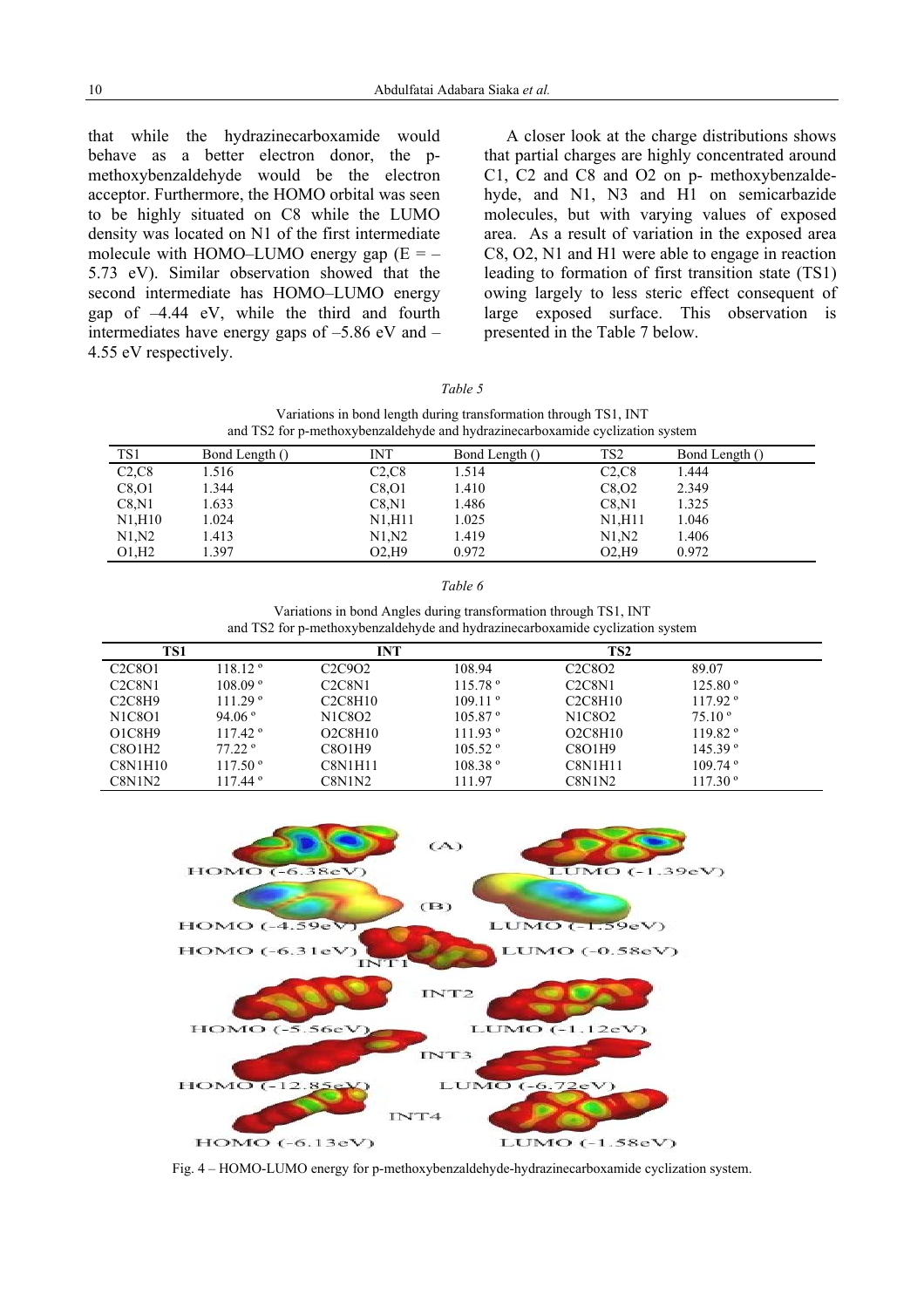that while the hydrazinecarboxamide would behave as a better electron donor, the p-methoxybenzaldehyde would be the electron acceptor. Furthermore, the HOMO orbital was seen to be highly situated on C8 while the LUMO density was located on N1 of the first intermediate molecule with HOMO–LUMO energy gap (E = –5.73 eV). Similar observation showed that the second intermediate has HOMO–LUMO energy gap of –4.44 eV, while the third and fourth intermediates have energy gaps of –5.86 eV and –4.55 eV respectively.

A closer look at the charge distributions shows that partial charges are highly concentrated around C1, C2 and C8 and O2 on p- methoxybenzaldehyde, and N1, N3 and H1 on semicarbazide molecules, but with varying values of exposed area. As a result of variation in the exposed area C8, O2, N1 and H1 were able to engage in reaction leading to formation of first transition state (TS1) owing largely to less steric effect consequent of large exposed surface. This observation is presented in the Table 7 below.

*Table 5*

Variations in bond length during transformation through TS1, INT and TS2 for p-methoxybenzaldehyde and hydrazinecarboxamide cyclization system

| TS1 | Bond Length () | INT | Bond Length () | TS2 | Bond Length () |
|---|---|---|---|---|---|
| C2,C8 | 1.516 | C2,C8 | 1.514 | C2,C8 | 1.444 |
| C8,O1 | 1.344 | C8,O1 | 1.410 | C8,O2 | 2.349 |
| C8,N1 | 1.633 | C8,N1 | 1.486 | C8,N1 | 1.325 |
| N1,H10 | 1.024 | N1,H11 | 1.025 | N1,H11 | 1.046 |
| N1,N2 | 1.413 | N1,N2 | 1.419 | N1,N2 | 1.406 |
| O1,H2 | 1.397 | O2,H9 | 0.972 | O2,H9 | 0.972 |

*Table 6*

Variations in bond Angles during transformation through TS1, INT and TS2 for p-methoxybenzaldehyde and hydrazinecarboxamide cyclization system

| TS1 | | INT | | TS2 | |
|---|---|---|---|---|---|
| C2C8O1 | 118.12 º | C2C9O2 | 108.94 | C2C8O2 | 89.07 |
| C2C8N1 | 108.09 º | C2C8N1 | 115.78 º | C2C8N1 | 125.80 º |
| C2C8H9 | 111.29 º | C2C8H10 | 109.11 º | C2C8H10 | 117.92 º |
| N1C8O1 | 94.06 º | N1C8O2 | 105.87 º | N1C8O2 | 75.10 º |
| O1C8H9 | 117.42 º | O2C8H10 | 111.93 º | O2C8H10 | 119.82 º |
| C8O1H2 | 77.22 º | C8O1H9 | 105.52 º | C8O1H9 | 145.39 º |
| C8N1H10 | 117.50 º | C8N1H11 | 108.38 º | C8N1H11 | 109.74 º |
| C8N1N2 | 117.44 º | C8N1N2 | 111.97 | C8N1N2 | 117.30 º |

(A)
HOMO (-6.38eV)
LUMO (-1.39eV)
(B)
HOMO (-4.59eV)
LUMO (-1.59eV)
HOMO (-6.31eV)
INT1
LUMO (-0.58eV)
INT2
HOMO (-5.56eV)
LUMO (-1.12eV)
INT3
HOMO (-12.85eV)
LUMO (-6.72eV)
INT4
HOMO (-6.13eV)
LUMO (-1.58eV)

Fig. 4 – HOMO-LUMO energy for p-methoxybenzaldehyde-hydrazinecarboxamide cyclization system.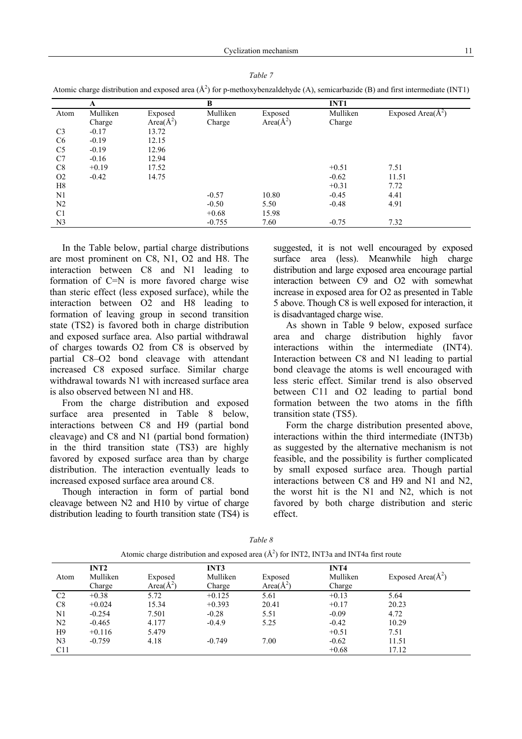*Table 7*

Atomic charge distribution and exposed area (Å$^2$) for p-methoxybenzaldehyde (A), semicarbazide (B) and first intermediate (INT1)

| | A | | B | | INT1 | |
|---|---|---|---|---|---|---|
| Atom | Mulliken Charge | Exposed Area(Å$^2$) | Mulliken Charge | Exposed Area(Å$^2$) | Mulliken Charge | Exposed Area(Å$^2$) |
| C3 | -0.17 | 13.72 | | | | |
| C6 | -0.19 | 12.15 | | | | |
| C5 | -0.19 | 12.96 | | | | |
| C7 | -0.16 | 12.94 | | | | |
| C8 | +0.19 | 17.52 | | | +0.51 | 7.51 |
| O2 | -0.42 | 14.75 | | | -0.62 | 11.51 |
| H8 | | | | | +0.31 | 7.72 |
| N1 | | | -0.57 | 10.80 | -0.45 | 4.41 |
| N2 | | | -0.50 | 5.50 | -0.48 | 4.91 |
| C1 | | | +0.68 | 15.98 | | |
| N3 | | | -0.755 | 7.60 | -0.75 | 7.32 |

In the Table below, partial charge distributions are most prominent on C8, N1, O2 and H8. The interaction between C8 and N1 leading to formation of C=N is more favored charge wise than steric effect (less exposed surface), while the interaction between O2 and H8 leading to formation of leaving group in second transition state (TS2) is favored both in charge distribution and exposed surface area. Also partial withdrawal of charges towards O2 from C8 is observed by partial C8–O2 bond cleavage with attendant increased C8 exposed surface. Similar charge withdrawal towards N1 with increased surface area is also observed between N1 and H8.

From the charge distribution and exposed surface area presented in Table 8 below, interactions between C8 and H9 (partial bond cleavage) and C8 and N1 (partial bond formation) in the third transition state (TS3) are highly favored by exposed surface area than by charge distribution. The interaction eventually leads to increased exposed surface area around C8.

Though interaction in form of partial bond cleavage between N2 and H10 by virtue of charge distribution leading to fourth transition state (TS4) is suggested, it is not well encouraged by exposed surface area (less). Meanwhile high charge distribution and large exposed area encourage partial interaction between C9 and O2 with somewhat increase in exposed area for O2 as presented in Table 5 above. Though C8 is well exposed for interaction, it is disadvantaged charge wise.

As shown in Table 9 below, exposed surface area and charge distribution highly favor interactions within the intermediate (INT4). Interaction between C8 and N1 leading to partial bond cleavage the atoms is well encouraged with less steric effect. Similar trend is also observed between C11 and O2 leading to partial bond formation between the two atoms in the fifth transition state (TS5).

Form the charge distribution presented above, interactions within the third intermediate (INT3b) as suggested by the alternative mechanism is not feasible, and the possibility is further complicated by small exposed surface area. Though partial interactions between C8 and H9 and N1 and N2, the worst hit is the N1 and N2, which is not favored by both charge distribution and steric effect.

*Table 8*

Atomic charge distribution and exposed area (Å$^2$) for INT2, INT3a and INT4a first route

| | INT2 | | INT3 | | INT4 | |
|---|---|---|---|---|---|---|
| Atom | Mulliken Charge | Exposed Area(Å$^2$) | Mulliken Charge | Exposed Area(Å$^2$) | Mulliken Charge | Exposed Area(Å$^2$) |
| C2 | +0.38 | 5.72 | +0.125 | 5.61 | +0.13 | 5.64 |
| C8 | +0.024 | 15.34 | +0.393 | 20.41 | +0.17 | 20.23 |
| N1 | -0.254 | 7.501 | -0.28 | 5.51 | -0.09 | 4.72 |
| N2 | -0.465 | 4.177 | -0.4.9 | 5.25 | -0.42 | 10.29 |
| H9 | +0.116 | 5.479 | | | +0.51 | 7.51 |
| N3 | -0.759 | 4.18 | -0.749 | 7.00 | -0.62 | 11.51 |
| C11 | | | | | +0.68 | 17.12 |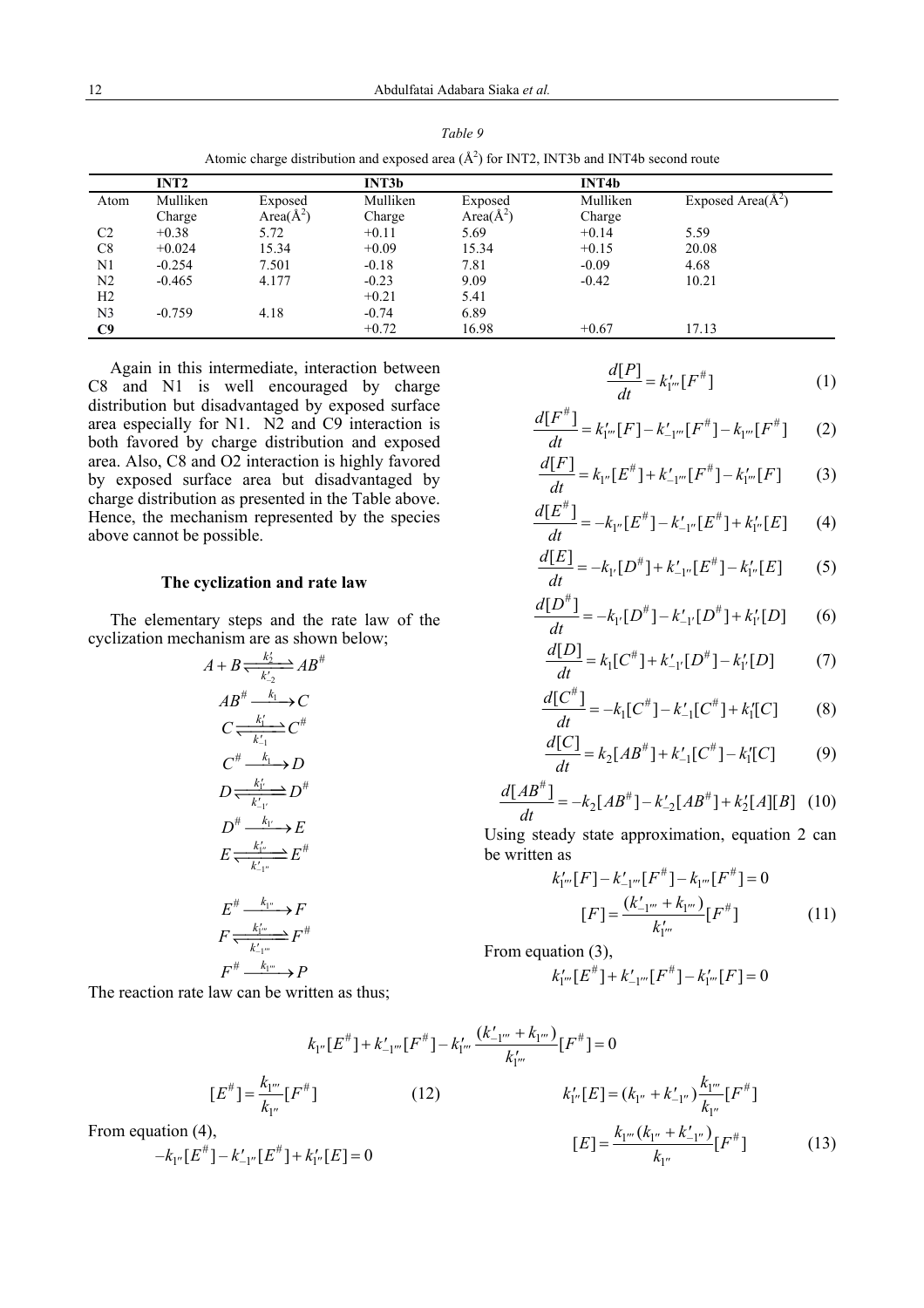*Table 9*

Atomic charge distribution and exposed area (Å$^2$) for INT2, INT3b and INT4b second route

| | INT2 | | INT3b | | INT4b | |
|---|---|---|---|---|---|---|
| Atom | Mulliken Charge | Exposed Area(Å$^2$) | Mulliken Charge | Exposed Area(Å$^2$) | Mulliken Charge | Exposed Area(Å$^2$) |
| C2 | +0.38 | 5.72 | +0.11 | 5.69 | +0.14 | 5.59 |
| C8 | +0.024 | 15.34 | +0.09 | 15.34 | +0.15 | 20.08 |
| N1 | -0.254 | 7.501 | -0.18 | 7.81 | -0.09 | 4.68 |
| N2 | -0.465 | 4.177 | -0.23 | 9.09 | -0.42 | 10.21 |
| H2 | | | +0.21 | 5.41 | | |
| N3 | -0.759 | 4.18 | -0.74 | 6.89 | | |
| **C9** | | | +0.72 | 16.98 | +0.67 | 17.13 |

Again in this intermediate, interaction between C8 and N1 is well encouraged by charge distribution but disadvantaged by exposed surface area especially for N1. N2 and C9 interaction is both favored by charge distribution and exposed area. Also, C8 and O2 interaction is highly favored by exposed surface area but disadvantaged by charge distribution as presented in the Table above. Hence, the mechanism represented by the species above cannot be possible.

### The cyclization and rate law

The elementary steps and the rate law of the cyclization mechanism are as shown below;

$$A + B \underset{k'_{-2}}{\overset{k'_2}{\rightleftharpoons}} AB^{\#}$$

$$AB^{\#} \xrightarrow{k_1} C$$

$$C \underset{k'_{-1}}{\overset{k'_1}{\rightleftharpoons}} C^{\#}$$

$$C^{\#} \xrightarrow{k_1} D$$

$$D \underset{k'_{-1'}}{\overset{k'_{1'}}{\rightleftharpoons}} D^{\#}$$

$$D^{\#} \xrightarrow{k_{1'}} E$$

$$E \underset{k'_{-1''}}{\overset{k'_{1''}}{\rightleftharpoons}} E^{\#}$$

$$E^{\#} \xrightarrow{k_{1''}} F$$

$$F \underset{k'_{-1'''}}{\overset{k'_{1'''}}{\rightleftharpoons}} F^{\#}$$

$$F^{\#} \xrightarrow{k_{1'''}} P$$

The reaction rate law can be written as thus;

$$\frac{d[P]}{dt} = k'_{1'''}[F^{\#}] \quad (1)$$

$$\frac{d[F^{\#}]}{dt} = k'_{1'''}[F] - k'_{-1'''}[F^{\#}] - k_{1'''}[F^{\#}] \quad (2)$$

$$\frac{d[F]}{dt} = k_{1''}[E^{\#}] + k'_{-1'''}[F^{\#}] - k'_{1'''}[F] \quad (3)$$

$$\frac{d[E^{\#}]}{dt} = -k_{1''}[E^{\#}] - k'_{-1''}[E^{\#}] + k'_{1''}[E] \quad (4)$$

$$\frac{d[E]}{dt} = -k_{1'}[D^{\#}] + k'_{-1''}[E^{\#}] - k'_{1''}[E] \quad (5)$$

$$\frac{d[D^{\#}]}{dt} = -k_{1'}[D^{\#}] - k'_{-1'}[D^{\#}] + k'_{1'}[D] \quad (6)$$

$$\frac{d[D]}{dt} = k_1[C^{\#}] + k'_{-1'}[D^{\#}] - k'_{1'}[D] \quad (7)$$

$$\frac{d[C^{\#}]}{dt} = -k_1[C^{\#}] - k'_{-1}[C^{\#}] + k'_1[C] \quad (8)$$

$$\frac{d[C]}{dt} = k_2[AB^{\#}] + k'_{-1}[C^{\#}] - k'_1[C] \quad (9)$$

$$\frac{d[AB^{\#}]}{dt} = -k_2[AB^{\#}] - k'_{-2}[AB^{\#}] + k'_2[A][B] \quad (10)$$

Using steady state approximation, equation 2 can be written as

$$k'_{1'''}[F] - k'_{-1'''}[F^{\#}] - k_{1'''}[F^{\#}] = 0$$

$$[F] = \frac{(k'_{-1'''} + k_{1'''})}{k'_{1'''}}[F^{\#}] \quad (11)$$

From equation (3),

$$k'_{1'''}[E^{\#}] + k'_{-1'''}[F^{\#}] - k'_{1'''}[F] = 0$$

$$k_{1''}[E^{\#}] + k'_{-1'''}[F^{\#}] - k'_{1'''}\frac{(k'_{-1'''} + k_{1'''})}{k'_{1'''}}[F^{\#}] = 0$$

$$[E^{\#}] = \frac{k_{1'''}}{k_{1''}}[F^{\#}] \quad (12)$$

From equation (4),

$$-k_{1''}[E^{\#}] - k'_{-1''}[E^{\#}] + k'_{1''}[E] = 0$$

$$k'_{1''}[E] = (k_{1''} + k'_{-1''})\frac{k_{1'''}}{k_{1''}}[F^{\#}]$$

$$[E] = \frac{k_{1'''}(k_{1''} + k'_{-1''})}{k_{1''}}[F^{\#}] \quad (13)$$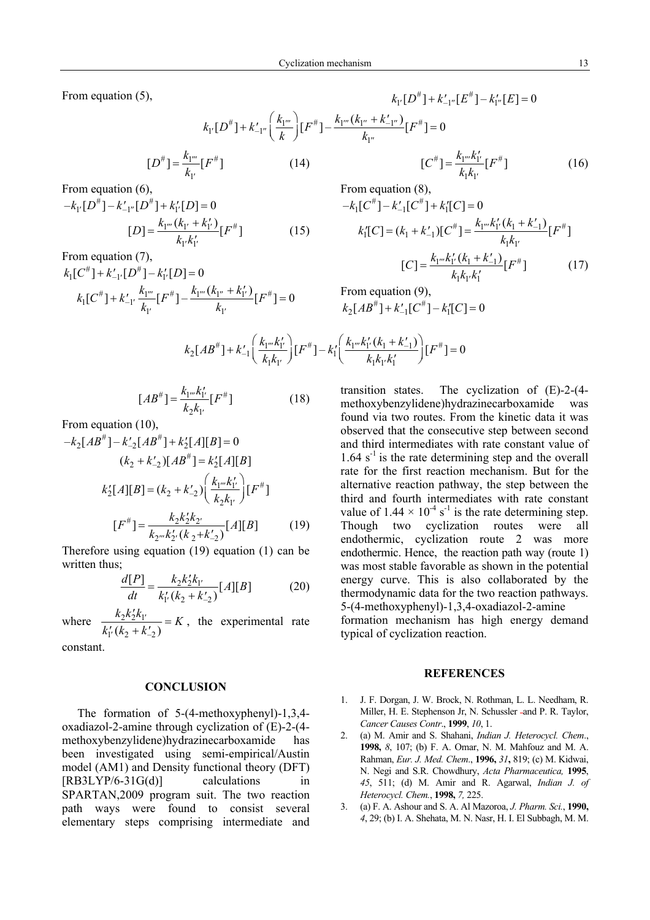From equation (5),

$$k_{1'}[D^{\#}] + k'_{-1''}\left(\frac{k_{1'''}}{k}\right)[F^{\#}] - \frac{k_{1'''}(k_{1''} + k'_{-1''})}{k_{1''}}[F^{\#}] = 0$$

$$[D^{\#}] = \frac{k_{1'''}}{k_{1'}}[F^{\#}] \qquad (14)$$

From equation (6),

$$-k_{1'}[D^{\#}] - k'_{-1''}[D^{\#}] + k'_{1'}[D] = 0$$

$$[D] = \frac{k_{1'''}(k_{1'} + k'_{1'})}{k_{1'}k'_{1'}}[F^{\#}] \qquad (15)$$

From equation (7),

$$k_1[C^{\#}] + k'_{-1'}[D^{\#}] - k'_{1'}[D] = 0$$

$$k_1[C^{\#}] + k'_{-1'}\frac{k_{1'''}}{k_{1'}}[F^{\#}] - \frac{k_{1'''}(k_{1''} + k'_{1'})}{k_{1'}}[F^{\#}] = 0$$

$$k_{1'}[D^{\#}] + k'_{-1''}[E^{\#}] - k'_{1''}[E] = 0$$

$$[C^{\#}] = \frac{k_{1'''}k'_{1'}}{k_1 k_{1'}}[F^{\#}] \qquad (16)$$

From equation (8),

$$-k_1[C^{\#}] - k'_{-1}[C^{\#}] + k'_1[C] = 0$$

$$k'_1[C] = (k_1 + k'_{-1})[C^{\#}] = \frac{k_{1'''}k'_{1'}(k_1 + k'_{-1})}{k_1 k_{1'}}[F^{\#}]$$

$$[C] = \frac{k_{1'''}k'_{1'}(k_1 + k'_{-1})}{k_1 k_{1'} k'_1}[F^{\#}] \qquad (17)$$

From equation (9),

$$k_2[AB^{\#}] + k'_{-1}[C^{\#}] - k'_1[C] = 0$$

$$k_2[AB^{\#}] + k'_{-1}\left(\frac{k_{1'''}k'_{1'}}{k_1 k_{1'}}\right)[F^{\#}] - k'_1\left(\frac{k_{1'''}k'_{1'}(k_1 + k'_{-1})}{k_1 k_{1'} k'_1}\right)[F^{\#}] = 0$$

$$[AB^{\#}] = \frac{k_{1'''}k'_{1'}}{k_2 k_{1'}}[F^{\#}] \qquad (18)$$

From equation (10),

$$-k_2[AB^{\#}] - k'_{-2}[AB^{\#}] + k'_2[A][B] = 0$$

$$(k_2 + k'_{-2})[AB^{\#}] = k'_2[A][B]$$

$$k'_2[A][B] = (k_2 + k'_{-2})\left(\frac{k_{1'''}k'_{1'}}{k_2 k_{1'}}\right)[F^{\#}]$$

$$[F^{\#}] = \frac{k_2 k'_2 k_{2'}}{k_{2'''}k'_{2'}(k_2 + k'_{-2})}[A][B] \qquad (19)$$

Therefore using equation (19) equation (1) can be written thus;

$$\frac{d[P]}{dt} = \frac{k_2 k'_2 k_{1'}}{k'_{1'}(k_2 + k'_{-2})}[A][B] \qquad (20)$$

where $\frac{k_2 k'_2 k_{1'}}{k'_{1'}(k_2 + k'_{-2})} = K$, the experimental rate constant.

## CONCLUSION

The formation of 5-(4-methoxyphenyl)-1,3,4-oxadiazol-2-amine through cyclization of (E)-2-(4-methoxybenzylidene)hydrazinecarboxamide has been investigated using semi-empirical/Austin model (AM1) and Density functional theory (DFT) [RB3LYP/6-31G(d)] calculations in SPARTAN,2009 program suit. The two reaction path ways were found to consist several elementary steps comprising intermediate and transition states. The cyclization of (E)-2-(4-methoxybenzylidene)hydrazinecarboxamide was found via two routes. From the kinetic data it was observed that the consecutive step between second and third intermediates with rate constant value of 1.64 $s^{-1}$ is the rate determining step and the overall rate for the first reaction mechanism. But for the alternative reaction pathway, the step between the third and fourth intermediates with rate constant value of $1.44 \times 10^{-4}$ $s^{-1}$ is the rate determining step. Though two cyclization routes were all endothermic, cyclization route 2 was more endothermic. Hence, the reaction path way (route 1) was most stable favorable as shown in the potential energy curve. This is also collaborated by the thermodynamic data for the two reaction pathways. 5-(4-methoxyphenyl)-1,3,4-oxadiazol-2-amine formation mechanism has high energy demand typical of cyclization reaction.

## REFERENCES

1. J. F. Dorgan, J. W. Brock, N. Rothman, L. L. Needham, R. Miller, H. E. Stephenson Jr, N. Schussler and P. R. Taylor, *Cancer Causes Contr*., **1999**, *10*, 1.
2. (a) M. Amir and S. Shahani, *Indian J. Heterocycl. Chem*., **1998,** *8*, 107; (b) F. A. Omar, N. M. Mahfouz and M. A. Rahman, *Eur. J. Med. Chem*., **1996,** *31***,** 819; (c) M. Kidwai, N. Negi and S.R. Chowdhury, *Acta Pharmaceutica,* **1995**, *45*, 511; (d) M. Amir and R. Agarwal, *Indian J. of Heterocycl. Chem.*, **1998,** *7,* 225.
3. (a) F. A. Ashour and S. A. Al Mazoroa, *J. Pharm. Sci.*, **1990,** *4*, 29; (b) I. A. Shehata, M. N. Nasr, H. I. El Subbagh, M. M.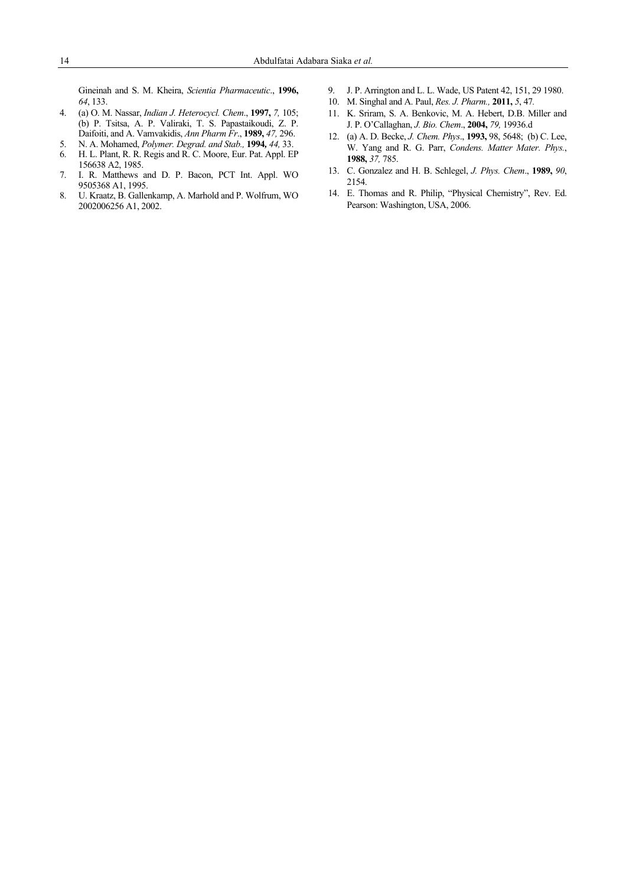Gineinah and S. M. Kheira, *Scientia Pharmaceutic*., **1996,** *64*, 133.

4. (a) O. M. Nassar, *Indian J. Heterocycl. Chem*., **1997,** *7,* 105; (b) P. Tsitsa, A. P. Valiraki, T. S. Papastaikoudi, Z. P. Daifoiti, and A. Vamvakidis, *Ann Pharm Fr*., **1989,** *47,* 296.
5. N. A. Mohamed, *Polymer. Degrad. and Stab.,* **1994,** *44,* 33.
6. H. L. Plant, R. R. Regis and R. C. Moore, Eur. Pat. Appl. EP 156638 A2, 1985.
7. I. R. Matthews and D. P. Bacon, PCT Int. Appl. WO 9505368 A1, 1995.
8. U. Kraatz, B. Gallenkamp, A. Marhold and P. Wolfrum, WO 2002006256 A1, 2002.
9. J. P. Arrington and L. L. Wade, US Patent 42, 151, 29 1980.
10. M. Singhal and A. Paul, *Res. J. Pharm.,* **2011,** *5*, 47.
11. K. Sriram, S. A. Benkovic, M. A. Hebert, D.B. Miller and J. P. O'Callaghan, *J. Bio. Chem*., **2004,** *79,* 19936.d
12. (a) A. D. Becke, *J. Chem. Phys*., **1993,** 98, 5648; (b) C. Lee, W. Yang and R. G. Parr, *Condens. Matter Mater. Phys*., **1988,** *37,* 785.
13. C. Gonzalez and H. B. Schlegel, *J. Phys. Chem*., **1989,** *90*, 2154.
14. E. Thomas and R. Philip, "Physical Chemistry", Rev. Ed. Pearson: Washington, USA, 2006.